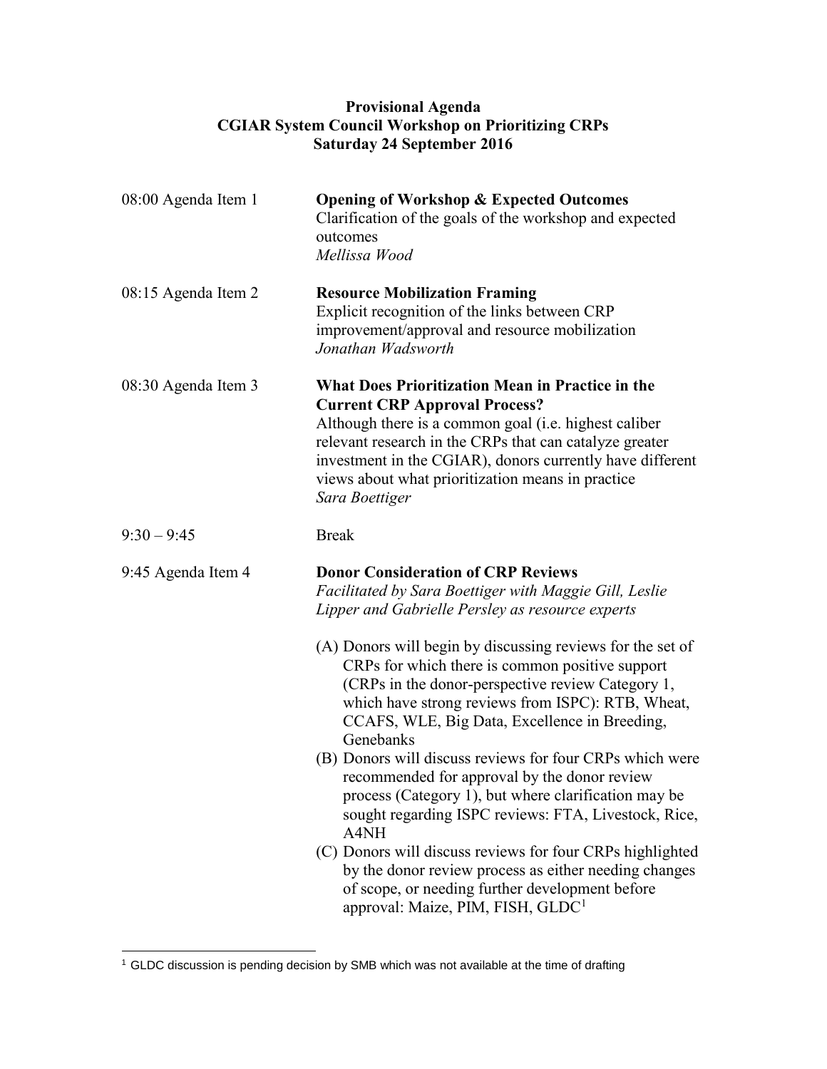**Provisional Agenda**
**CGIAR System Council Workshop on Prioritizing CRPs**
**Saturday 24 September 2016**

08:00 Agenda Item 1

**Opening of Workshop & Expected Outcomes**
Clarification of the goals of the workshop and expected outcomes
*Mellissa Wood*

08:15 Agenda Item 2

**Resource Mobilization Framing**
Explicit recognition of the links between CRP improvement/approval and resource mobilization
*Jonathan Wadsworth*

08:30 Agenda Item 3

**What Does Prioritization Mean in Practice in the Current CRP Approval Process?**
Although there is a common goal (i.e. highest caliber relevant research in the CRPs that can catalyze greater investment in the CGIAR), donors currently have different views about what prioritization means in practice
*Sara Boettiger*

9:30 – 9:45

Break

9:45 Agenda Item 4

**Donor Consideration of CRP Reviews**
*Facilitated by Sara Boettiger with Maggie Gill, Leslie Lipper and Gabrielle Persley as resource experts*

(A) Donors will begin by discussing reviews for the set of CRPs for which there is common positive support (CRPs in the donor-perspective review Category 1, which have strong reviews from ISPC): RTB, Wheat, CCAFS, WLE, Big Data, Excellence in Breeding, Genebanks

(B) Donors will discuss reviews for four CRPs which were recommended for approval by the donor review process (Category 1), but where clarification may be sought regarding ISPC reviews: FTA, Livestock, Rice, A4NH

(C) Donors will discuss reviews for four CRPs highlighted by the donor review process as either needing changes of scope, or needing further development before approval: Maize, PIM, FISH, GLDC[1]

[1] GLDC discussion is pending decision by SMB which was not available at the time of drafting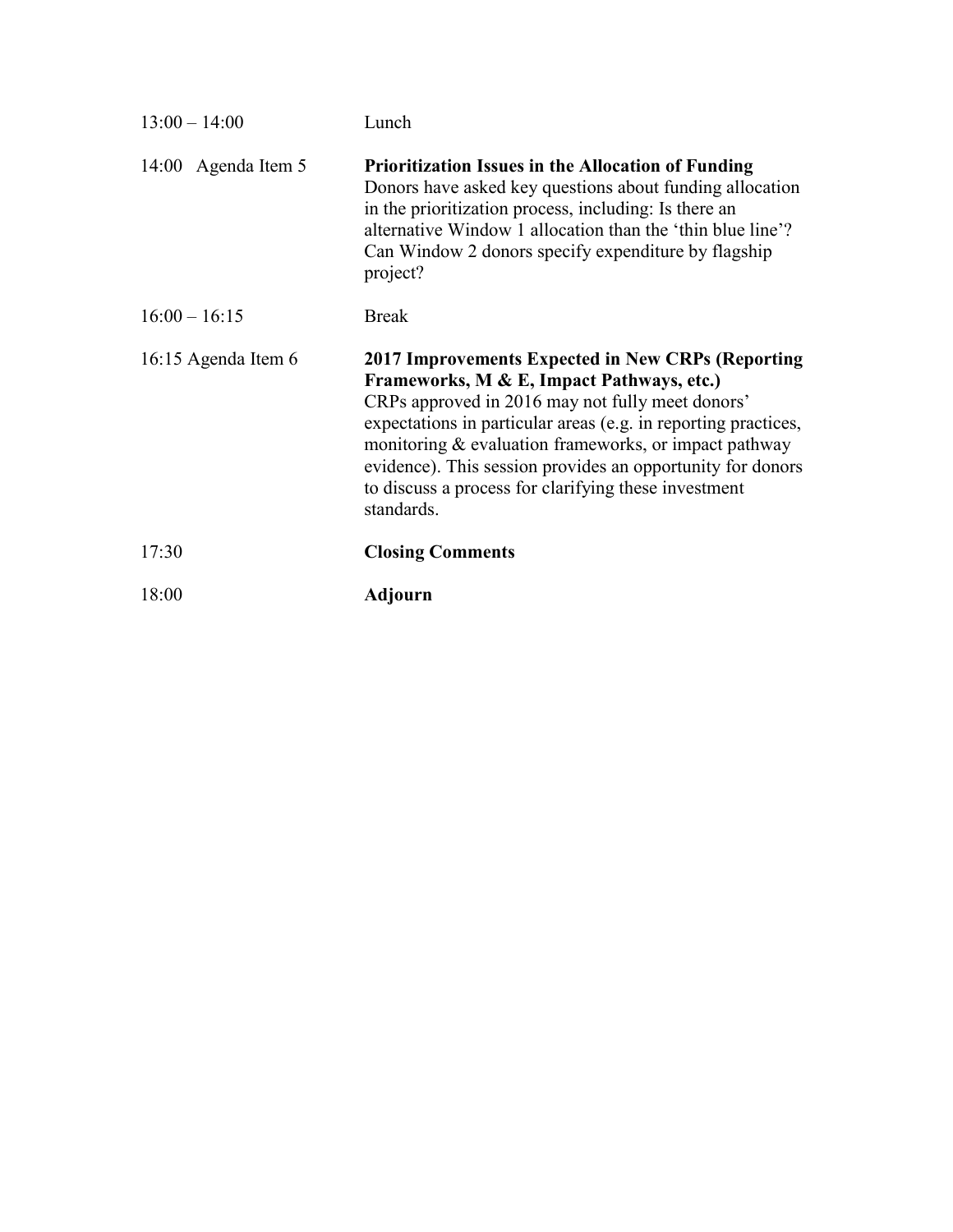| | |
|---|---|
| 13:00 – 14:00 | Lunch |
| 14:00 Agenda Item 5 | **Prioritization Issues in the Allocation of Funding** Donors have asked key questions about funding allocation in the prioritization process, including: Is there an alternative Window 1 allocation than the 'thin blue line'? Can Window 2 donors specify expenditure by flagship project? |
| 16:00 – 16:15 | Break |
| 16:15 Agenda Item 6 | **2017 Improvements Expected in New CRPs (Reporting Frameworks, M & E, Impact Pathways, etc.)** CRPs approved in 2016 may not fully meet donors' expectations in particular areas (e.g. in reporting practices, monitoring & evaluation frameworks, or impact pathway evidence). This session provides an opportunity for donors to discuss a process for clarifying these investment standards. |
| 17:30 | **Closing Comments** |
| 18:00 | **Adjourn** |